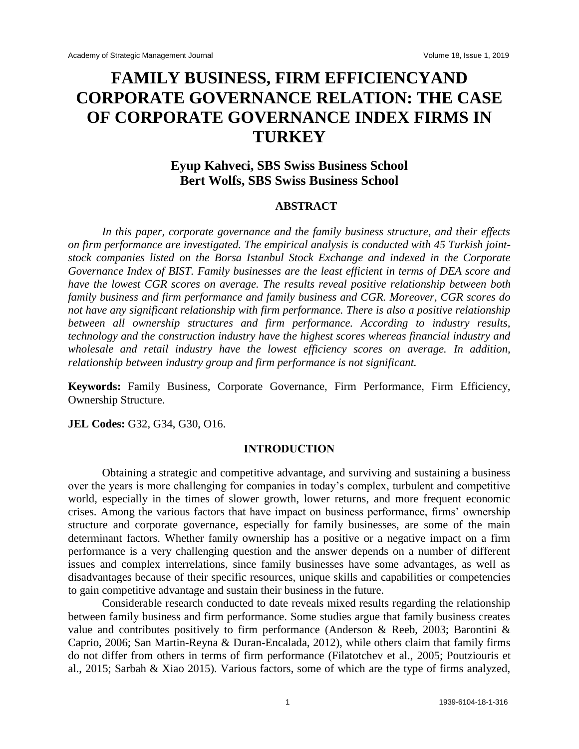# FAMILY BUSINESS, FIRM EFFICIENCYAND CORPORATE GOVERNANCE RELATION: THE CASE OF CORPORATE GOVERNANCE INDEX FIRMS IN TURKEY

**Eyup Kahveci, SBS Swiss Business School**
**Bert Wolfs, SBS Swiss Business School**

## ABSTRACT

*In this paper, corporate governance and the family business structure, and their effects on firm performance are investigated. The empirical analysis is conducted with 45 Turkish joint-stock companies listed on the Borsa Istanbul Stock Exchange and indexed in the Corporate Governance Index of BIST. Family businesses are the least efficient in terms of DEA score and have the lowest CGR scores on average. The results reveal positive relationship between both family business and firm performance and family business and CGR. Moreover, CGR scores do not have any significant relationship with firm performance. There is also a positive relationship between all ownership structures and firm performance. According to industry results, technology and the construction industry have the highest scores whereas financial industry and wholesale and retail industry have the lowest efficiency scores on average. In addition, relationship between industry group and firm performance is not significant.*

**Keywords:** Family Business, Corporate Governance, Firm Performance, Firm Efficiency, Ownership Structure.

**JEL Codes:** G32, G34, G30, O16.

## INTRODUCTION

Obtaining a strategic and competitive advantage, and surviving and sustaining a business over the years is more challenging for companies in today's complex, turbulent and competitive world, especially in the times of slower growth, lower returns, and more frequent economic crises. Among the various factors that have impact on business performance, firms' ownership structure and corporate governance, especially for family businesses, are some of the main determinant factors. Whether family ownership has a positive or a negative impact on a firm performance is a very challenging question and the answer depends on a number of different issues and complex interrelations, since family businesses have some advantages, as well as disadvantages because of their specific resources, unique skills and capabilities or competencies to gain competitive advantage and sustain their business in the future.

Considerable research conducted to date reveals mixed results regarding the relationship between family business and firm performance. Some studies argue that family business creates value and contributes positively to firm performance (Anderson & Reeb, 2003; Barontini & Caprio, 2006; San Martin-Reyna & Duran-Encalada, 2012), while others claim that family firms do not differ from others in terms of firm performance (Filatotchev et al., 2005; Poutziouris et al., 2015; Sarbah & Xiao 2015). Various factors, some of which are the type of firms analyzed,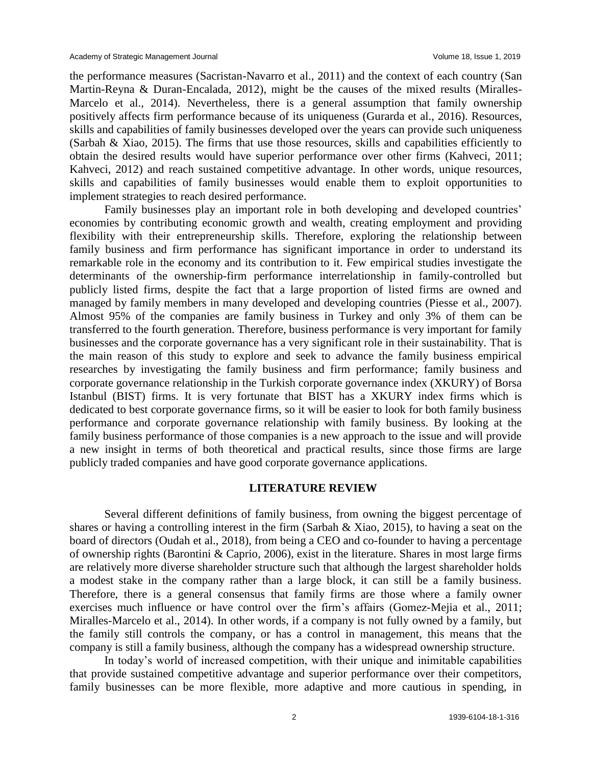the performance measures (Sacristan-Navarro et al., 2011) and the context of each country (San Martin-Reyna & Duran-Encalada, 2012), might be the causes of the mixed results (Miralles-Marcelo et al., 2014). Nevertheless, there is a general assumption that family ownership positively affects firm performance because of its uniqueness (Gurarda et al., 2016). Resources, skills and capabilities of family businesses developed over the years can provide such uniqueness (Sarbah & Xiao, 2015). The firms that use those resources, skills and capabilities efficiently to obtain the desired results would have superior performance over other firms (Kahveci, 2011; Kahveci, 2012) and reach sustained competitive advantage. In other words, unique resources, skills and capabilities of family businesses would enable them to exploit opportunities to implement strategies to reach desired performance.

Family businesses play an important role in both developing and developed countries' economies by contributing economic growth and wealth, creating employment and providing flexibility with their entrepreneurship skills. Therefore, exploring the relationship between family business and firm performance has significant importance in order to understand its remarkable role in the economy and its contribution to it. Few empirical studies investigate the determinants of the ownership-firm performance interrelationship in family-controlled but publicly listed firms, despite the fact that a large proportion of listed firms are owned and managed by family members in many developed and developing countries (Piesse et al., 2007). Almost 95% of the companies are family business in Turkey and only 3% of them can be transferred to the fourth generation. Therefore, business performance is very important for family businesses and the corporate governance has a very significant role in their sustainability. That is the main reason of this study to explore and seek to advance the family business empirical researches by investigating the family business and firm performance; family business and corporate governance relationship in the Turkish corporate governance index (XKURY) of Borsa Istanbul (BIST) firms. It is very fortunate that BIST has a XKURY index firms which is dedicated to best corporate governance firms, so it will be easier to look for both family business performance and corporate governance relationship with family business. By looking at the family business performance of those companies is a new approach to the issue and will provide a new insight in terms of both theoretical and practical results, since those firms are large publicly traded companies and have good corporate governance applications.

## LITERATURE REVIEW

Several different definitions of family business, from owning the biggest percentage of shares or having a controlling interest in the firm (Sarbah & Xiao, 2015), to having a seat on the board of directors (Oudah et al., 2018), from being a CEO and co-founder to having a percentage of ownership rights (Barontini & Caprio, 2006), exist in the literature. Shares in most large firms are relatively more diverse shareholder structure such that although the largest shareholder holds a modest stake in the company rather than a large block, it can still be a family business. Therefore, there is a general consensus that family firms are those where a family owner exercises much influence or have control over the firm's affairs (Gomez-Mejia et al., 2011; Miralles-Marcelo et al., 2014). In other words, if a company is not fully owned by a family, but the family still controls the company, or has a control in management, this means that the company is still a family business, although the company has a widespread ownership structure.

In today's world of increased competition, with their unique and inimitable capabilities that provide sustained competitive advantage and superior performance over their competitors, family businesses can be more flexible, more adaptive and more cautious in spending, in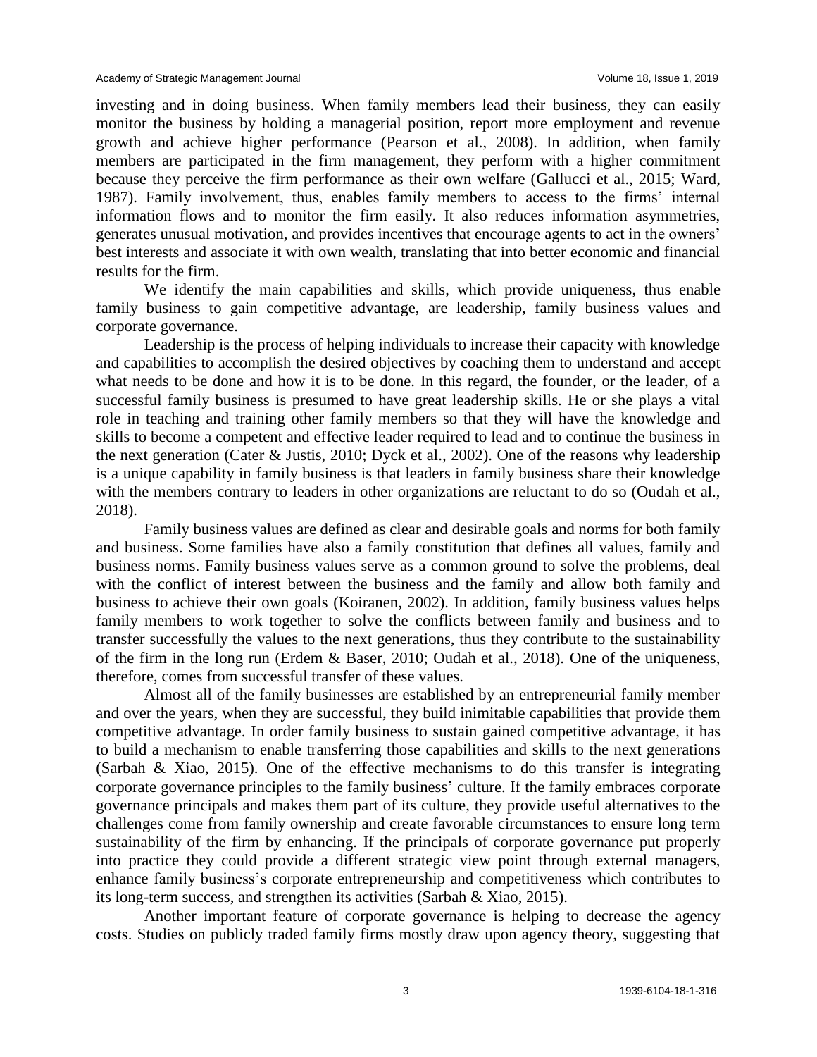investing and in doing business. When family members lead their business, they can easily monitor the business by holding a managerial position, report more employment and revenue growth and achieve higher performance (Pearson et al., 2008). In addition, when family members are participated in the firm management, they perform with a higher commitment because they perceive the firm performance as their own welfare (Gallucci et al., 2015; Ward, 1987). Family involvement, thus, enables family members to access to the firms' internal information flows and to monitor the firm easily. It also reduces information asymmetries, generates unusual motivation, and provides incentives that encourage agents to act in the owners' best interests and associate it with own wealth, translating that into better economic and financial results for the firm.

We identify the main capabilities and skills, which provide uniqueness, thus enable family business to gain competitive advantage, are leadership, family business values and corporate governance.

Leadership is the process of helping individuals to increase their capacity with knowledge and capabilities to accomplish the desired objectives by coaching them to understand and accept what needs to be done and how it is to be done. In this regard, the founder, or the leader, of a successful family business is presumed to have great leadership skills. He or she plays a vital role in teaching and training other family members so that they will have the knowledge and skills to become a competent and effective leader required to lead and to continue the business in the next generation (Cater & Justis, 2010; Dyck et al., 2002). One of the reasons why leadership is a unique capability in family business is that leaders in family business share their knowledge with the members contrary to leaders in other organizations are reluctant to do so (Oudah et al., 2018).

Family business values are defined as clear and desirable goals and norms for both family and business. Some families have also a family constitution that defines all values, family and business norms. Family business values serve as a common ground to solve the problems, deal with the conflict of interest between the business and the family and allow both family and business to achieve their own goals (Koiranen, 2002). In addition, family business values helps family members to work together to solve the conflicts between family and business and to transfer successfully the values to the next generations, thus they contribute to the sustainability of the firm in the long run (Erdem & Baser, 2010; Oudah et al., 2018). One of the uniqueness, therefore, comes from successful transfer of these values.

Almost all of the family businesses are established by an entrepreneurial family member and over the years, when they are successful, they build inimitable capabilities that provide them competitive advantage. In order family business to sustain gained competitive advantage, it has to build a mechanism to enable transferring those capabilities and skills to the next generations (Sarbah & Xiao, 2015). One of the effective mechanisms to do this transfer is integrating corporate governance principles to the family business' culture. If the family embraces corporate governance principals and makes them part of its culture, they provide useful alternatives to the challenges come from family ownership and create favorable circumstances to ensure long term sustainability of the firm by enhancing. If the principals of corporate governance put properly into practice they could provide a different strategic view point through external managers, enhance family business's corporate entrepreneurship and competitiveness which contributes to its long-term success, and strengthen its activities (Sarbah & Xiao, 2015).

Another important feature of corporate governance is helping to decrease the agency costs. Studies on publicly traded family firms mostly draw upon agency theory, suggesting that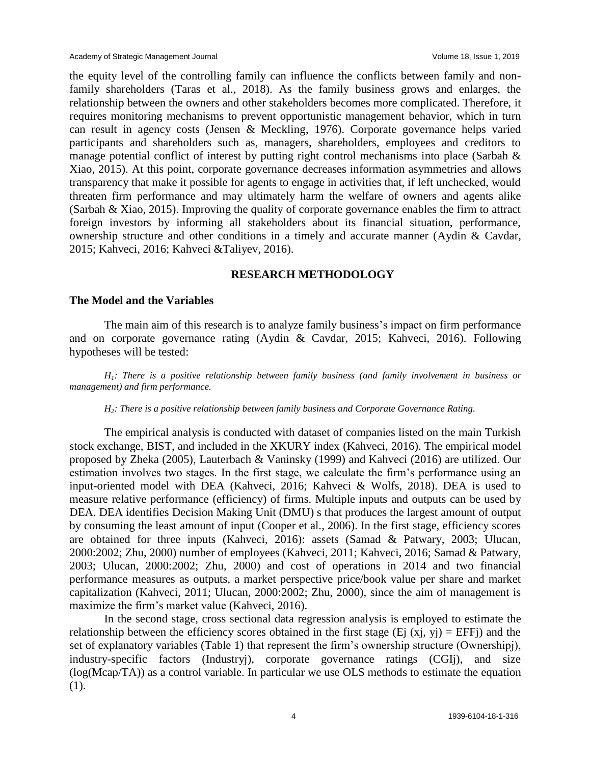the equity level of the controlling family can influence the conflicts between family and non-family shareholders (Taras et al., 2018). As the family business grows and enlarges, the relationship between the owners and other stakeholders becomes more complicated. Therefore, it requires monitoring mechanisms to prevent opportunistic management behavior, which in turn can result in agency costs (Jensen & Meckling, 1976). Corporate governance helps varied participants and shareholders such as, managers, shareholders, employees and creditors to manage potential conflict of interest by putting right control mechanisms into place (Sarbah & Xiao, 2015). At this point, corporate governance decreases information asymmetries and allows transparency that make it possible for agents to engage in activities that, if left unchecked, would threaten firm performance and may ultimately harm the welfare of owners and agents alike (Sarbah & Xiao, 2015). Improving the quality of corporate governance enables the firm to attract foreign investors by informing all stakeholders about its financial situation, performance, ownership structure and other conditions in a timely and accurate manner (Aydin & Cavdar, 2015; Kahveci, 2016; Kahveci &Taliyev, 2016).

## RESEARCH METHODOLOGY

### The Model and the Variables

The main aim of this research is to analyze family business's impact on firm performance and on corporate governance rating (Aydin & Cavdar, 2015; Kahveci, 2016). Following hypotheses will be tested:

*$H_1$: There is a positive relationship between family business (and family involvement in business or management) and firm performance.*

*$H_2$: There is a positive relationship between family business and Corporate Governance Rating.*

The empirical analysis is conducted with dataset of companies listed on the main Turkish stock exchange, BIST, and included in the XKURY index (Kahveci, 2016). The empirical model proposed by Zheka (2005), Lauterbach & Vaninsky (1999) and Kahveci (2016) are utilized. Our estimation involves two stages. In the first stage, we calculate the firm's performance using an input-oriented model with DEA (Kahveci, 2016; Kahveci & Wolfs, 2018). DEA is used to measure relative performance (efficiency) of firms. Multiple inputs and outputs can be used by DEA. DEA identifies Decision Making Unit (DMU) s that produces the largest amount of output by consuming the least amount of input (Cooper et al., 2006). In the first stage, efficiency scores are obtained for three inputs (Kahveci, 2016): assets (Samad & Patwary, 2003; Ulucan, 2000:2002; Zhu, 2000) number of employees (Kahveci, 2011; Kahveci, 2016; Samad & Patwary, 2003; Ulucan, 2000:2002; Zhu, 2000) and cost of operations in 2014 and two financial performance measures as outputs, a market perspective price/book value per share and market capitalization (Kahveci, 2011; Ulucan, 2000:2002; Zhu, 2000), since the aim of management is maximize the firm's market value (Kahveci, 2016).

In the second stage, cross sectional data regression analysis is employed to estimate the relationship between the efficiency scores obtained in the first stage ($E_j(x_j, y_j) = EFF_j$) and the set of explanatory variables (Table 1) that represent the firm's ownership structure ($Ownership_j$), industry-specific factors ($Industry_j$), corporate governance ratings ($CGI_j$), and size ($\log(Mcap/TA)$) as a control variable. In particular we use OLS methods to estimate the equation (1).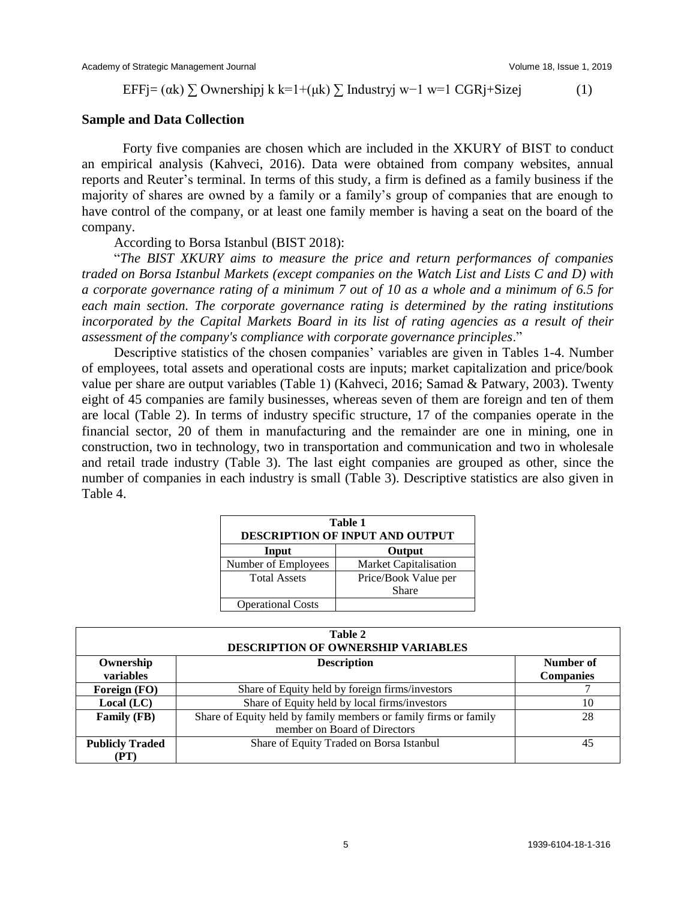$$EFF_j = (\alpha_k) \sum_{k=1}^{k} Ownership_j + (\mu_k) \sum_{w=1}^{w-1} Industry_j \; CGR_j + Size_j \quad (1)$$

## Sample and Data Collection

Forty five companies are chosen which are included in the XKURY of BIST to conduct an empirical analysis (Kahveci, 2016). Data were obtained from company websites, annual reports and Reuter's terminal. In terms of this study, a firm is defined as a family business if the majority of shares are owned by a family or a family's group of companies that are enough to have control of the company, or at least one family member is having a seat on the board of the company.

According to Borsa Istanbul (BIST 2018):

"*The BIST XKURY aims to measure the price and return performances of companies traded on Borsa Istanbul Markets (except companies on the Watch List and Lists C and D) with a corporate governance rating of a minimum 7 out of 10 as a whole and a minimum of 6.5 for each main section. The corporate governance rating is determined by the rating institutions incorporated by the Capital Markets Board in its list of rating agencies as a result of their assessment of the company's compliance with corporate governance principles*."

Descriptive statistics of the chosen companies' variables are given in Tables 1-4. Number of employees, total assets and operational costs are inputs; market capitalization and price/book value per share are output variables (Table 1) (Kahveci, 2016; Samad & Patwary, 2003). Twenty eight of 45 companies are family businesses, whereas seven of them are foreign and ten of them are local (Table 2). In terms of industry specific structure, 17 of the companies operate in the financial sector, 20 of them in manufacturing and the remainder are one in mining, one in construction, two in technology, two in transportation and communication and two in wholesale and retail trade industry (Table 3). The last eight companies are grouped as other, since the number of companies in each industry is small (Table 3). Descriptive statistics are also given in Table 4.

**Table 1**
**DESCRIPTION OF INPUT AND OUTPUT**

| Input | Output |
|---|---|
| Number of Employees | Market Capitalisation |
| Total Assets | Price/Book Value per Share |
| Operational Costs | |

**Table 2**
**DESCRIPTION OF OWNERSHIP VARIABLES**

| Ownership variables | Description | Number of Companies |
|---|---|---|
| **Foreign (FO)** | Share of Equity held by foreign firms/investors | 7 |
| **Local (LC)** | Share of Equity held by local firms/investors | 10 |
| **Family (FB)** | Share of Equity held by family members or family firms or family member on Board of Directors | 28 |
| **Publicly Traded (PT)** | Share of Equity Traded on Borsa Istanbul | 45 |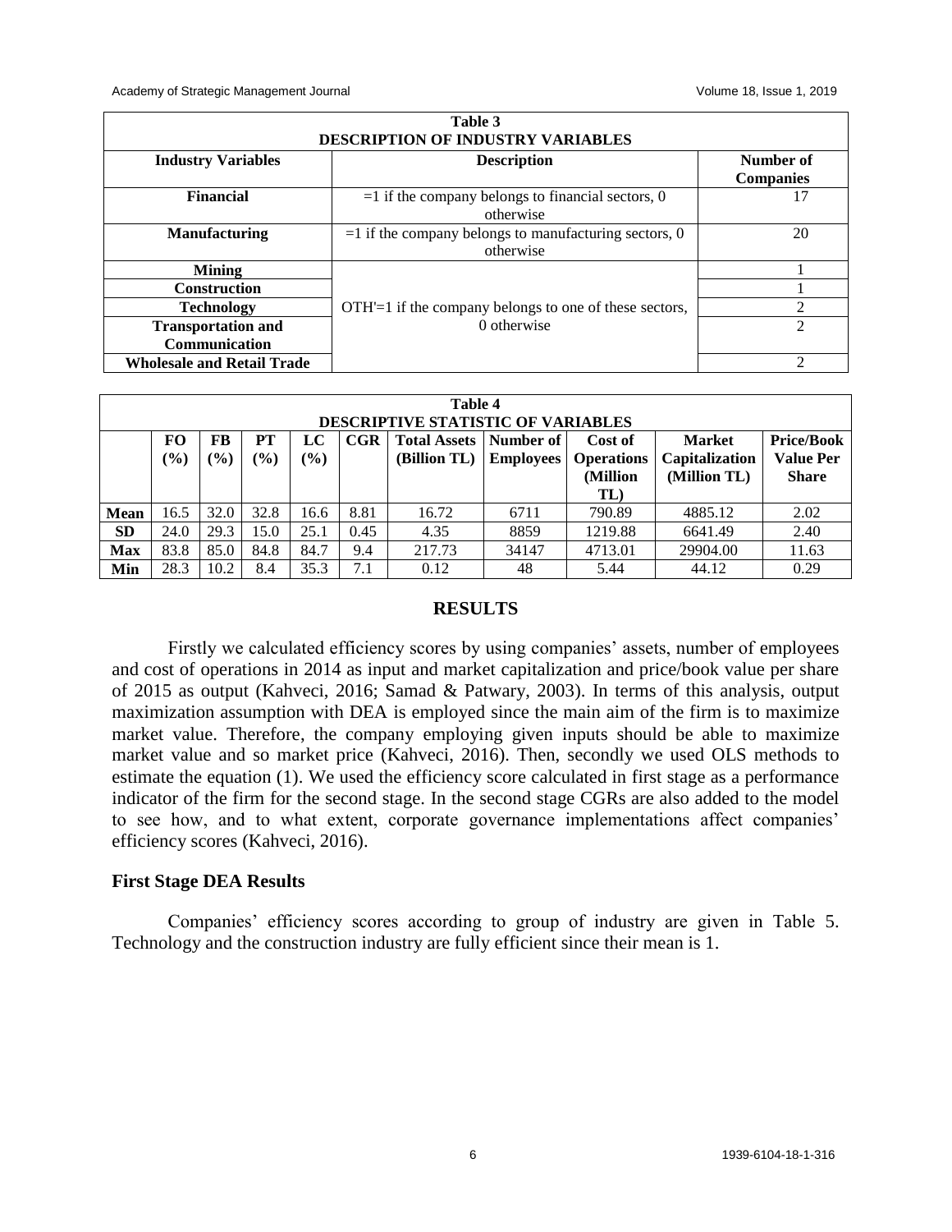| **Table 3** | | |
|---|---|---|
| **DESCRIPTION OF INDUSTRY VARIABLES** | | |
| **Industry Variables** | **Description** | **Number of Companies** |
| **Financial** | =1 if the company belongs to financial sectors, 0 otherwise | 17 |
| **Manufacturing** | =1 if the company belongs to manufacturing sectors, 0 otherwise | 20 |
| **Mining** | OTH'=1 if the company belongs to one of these sectors, 0 otherwise | 1 |
| **Construction** | | 1 |
| **Technology** | | 2 |
| **Transportation and Communication** | | 2 |
| **Wholesale and Retail Trade** | | 2 |

| **Table 4** | | | | | | | | | | |
|---|---|---|---|---|---|---|---|---|---|---|
| **DESCRIPTIVE STATISTIC OF VARIABLES** | | | | | | | | | | |
| | **FO (%)** | **FB (%)** | **PT (%)** | **LC (%)** | **CGR** | **Total Assets (Billion TL)** | **Number of Employees** | **Cost of Operations (Million TL)** | **Market Capitalization (Million TL)** | **Price/Book Value Per Share** |
| **Mean** | 16.5 | 32.0 | 32.8 | 16.6 | 8.81 | 16.72 | 6711 | 790.89 | 4885.12 | 2.02 |
| **SD** | 24.0 | 29.3 | 15.0 | 25.1 | 0.45 | 4.35 | 8859 | 1219.88 | 6641.49 | 2.40 |
| **Max** | 83.8 | 85.0 | 84.8 | 84.7 | 9.4 | 217.73 | 34147 | 4713.01 | 29904.00 | 11.63 |
| **Min** | 28.3 | 10.2 | 8.4 | 35.3 | 7.1 | 0.12 | 48 | 5.44 | 44.12 | 0.29 |

## RESULTS

Firstly we calculated efficiency scores by using companies' assets, number of employees and cost of operations in 2014 as input and market capitalization and price/book value per share of 2015 as output (Kahveci, 2016; Samad & Patwary, 2003). In terms of this analysis, output maximization assumption with DEA is employed since the main aim of the firm is to maximize market value. Therefore, the company employing given inputs should be able to maximize market value and so market price (Kahveci, 2016). Then, secondly we used OLS methods to estimate the equation (1). We used the efficiency score calculated in first stage as a performance indicator of the firm for the second stage. In the second stage CGRs are also added to the model to see how, and to what extent, corporate governance implementations affect companies' efficiency scores (Kahveci, 2016).

### First Stage DEA Results

Companies' efficiency scores according to group of industry are given in Table 5. Technology and the construction industry are fully efficient since their mean is 1.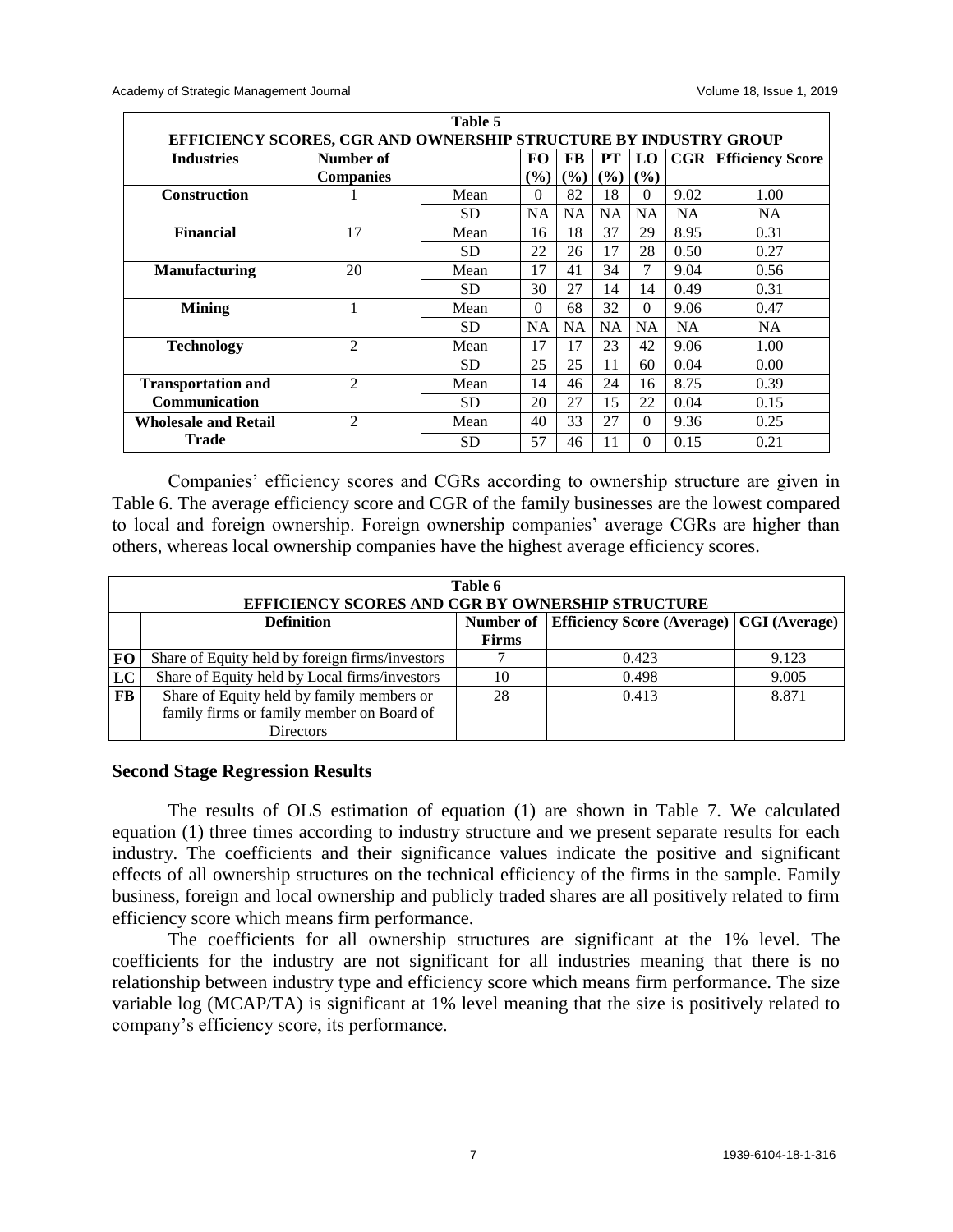**Table 5**
**EFFICIENCY SCORES, CGR AND OWNERSHIP STRUCTURE BY INDUSTRY GROUP**

| Industries | Number of Companies | | FO (%) | FB (%) | PT (%) | LO (%) | CGR | Efficiency Score |
|---|---|---|---|---|---|---|---|---|
| **Construction** | 1 | Mean | 0 | 82 | 18 | 0 | 9.02 | 1.00 |
| | | SD | NA | NA | NA | NA | NA | NA |
| **Financial** | 17 | Mean | 16 | 18 | 37 | 29 | 8.95 | 0.31 |
| | | SD | 22 | 26 | 17 | 28 | 0.50 | 0.27 |
| **Manufacturing** | 20 | Mean | 17 | 41 | 34 | 7 | 9.04 | 0.56 |
| | | SD | 30 | 27 | 14 | 14 | 0.49 | 0.31 |
| **Mining** | 1 | Mean | 0 | 68 | 32 | 0 | 9.06 | 0.47 |
| | | SD | NA | NA | NA | NA | NA | NA |
| **Technology** | 2 | Mean | 17 | 17 | 23 | 42 | 9.06 | 1.00 |
| | | SD | 25 | 25 | 11 | 60 | 0.04 | 0.00 |
| **Transportation and Communication** | 2 | Mean | 14 | 46 | 24 | 16 | 8.75 | 0.39 |
| | | SD | 20 | 27 | 15 | 22 | 0.04 | 0.15 |
| **Wholesale and Retail Trade** | 2 | Mean | 40 | 33 | 27 | 0 | 9.36 | 0.25 |
| | | SD | 57 | 46 | 11 | 0 | 0.15 | 0.21 |

Companies' efficiency scores and CGRs according to ownership structure are given in Table 6. The average efficiency score and CGR of the family businesses are the lowest compared to local and foreign ownership. Foreign ownership companies' average CGRs are higher than others, whereas local ownership companies have the highest average efficiency scores.

**Table 6**
**EFFICIENCY SCORES AND CGR BY OWNERSHIP STRUCTURE**

| | Definition | Number of Firms | Efficiency Score (Average) | CGI (Average) |
|---|---|---|---|---|
| **FO** | Share of Equity held by foreign firms/investors | 7 | 0.423 | 9.123 |
| **LC** | Share of Equity held by Local firms/investors | 10 | 0.498 | 9.005 |
| **FB** | Share of Equity held by family members or family firms or family member on Board of Directors | 28 | 0.413 | 8.871 |

## Second Stage Regression Results

The results of OLS estimation of equation (1) are shown in Table 7. We calculated equation (1) three times according to industry structure and we present separate results for each industry. The coefficients and their significance values indicate the positive and significant effects of all ownership structures on the technical efficiency of the firms in the sample. Family business, foreign and local ownership and publicly traded shares are all positively related to firm efficiency score which means firm performance.

The coefficients for all ownership structures are significant at the 1% level. The coefficients for the industry are not significant for all industries meaning that there is no relationship between industry type and efficiency score which means firm performance. The size variable log (MCAP/TA) is significant at 1% level meaning that the size is positively related to company's efficiency score, its performance.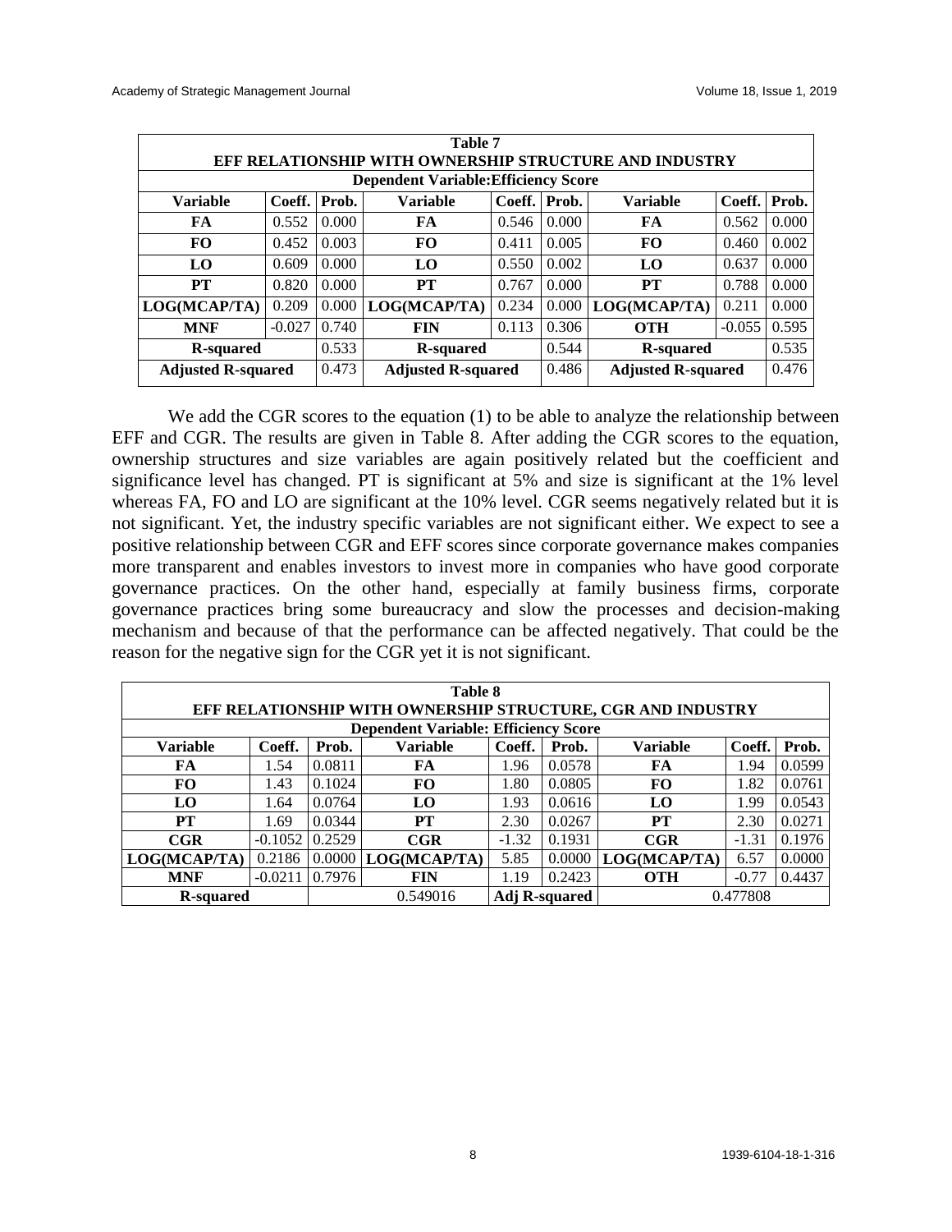| Table 7 | | | | | | | | |
|---|---|---|---|---|---|---|---|---|
| **EFF RELATIONSHIP WITH OWNERSHIP STRUCTURE AND INDUSTRY** | | | | | | | | |
| **Dependent Variable:Efficiency Score** | | | | | | | | |
| **Variable** | **Coeff.** | **Prob.** | **Variable** | **Coeff.** | **Prob.** | **Variable** | **Coeff.** | **Prob.** |
| **FA** | 0.552 | 0.000 | **FA** | 0.546 | 0.000 | **FA** | 0.562 | 0.000 |
| **FO** | 0.452 | 0.003 | **FO** | 0.411 | 0.005 | **FO** | 0.460 | 0.002 |
| **LO** | 0.609 | 0.000 | **LO** | 0.550 | 0.002 | **LO** | 0.637 | 0.000 |
| **PT** | 0.820 | 0.000 | **PT** | 0.767 | 0.000 | **PT** | 0.788 | 0.000 |
| **LOG(MCAP/TA)** | 0.209 | 0.000 | **LOG(MCAP/TA)** | 0.234 | 0.000 | **LOG(MCAP/TA)** | 0.211 | 0.000 |
| **MNF** | -0.027 | 0.740 | **FIN** | 0.113 | 0.306 | **OTH** | -0.055 | 0.595 |
| **R-squared** | | 0.533 | **R-squared** | | 0.544 | **R-squared** | | 0.535 |
| **Adjusted R-squared** | | 0.473 | **Adjusted R-squared** | | 0.486 | **Adjusted R-squared** | | 0.476 |

We add the CGR scores to the equation (1) to be able to analyze the relationship between EFF and CGR. The results are given in Table 8. After adding the CGR scores to the equation, ownership structures and size variables are again positively related but the coefficient and significance level has changed. PT is significant at 5% and size is significant at the 1% level whereas FA, FO and LO are significant at the 10% level. CGR seems negatively related but it is not significant. Yet, the industry specific variables are not significant either. We expect to see a positive relationship between CGR and EFF scores since corporate governance makes companies more transparent and enables investors to invest more in companies who have good corporate governance practices. On the other hand, especially at family business firms, corporate governance practices bring some bureaucracy and slow the processes and decision-making mechanism and because of that the performance can be affected negatively. That could be the reason for the negative sign for the CGR yet it is not significant.

| Table 8 | | | | | | | | |
|---|---|---|---|---|---|---|---|---|
| **EFF RELATIONSHIP WITH OWNERSHIP STRUCTURE, CGR AND INDUSTRY** | | | | | | | | |
| **Dependent Variable: Efficiency Score** | | | | | | | | |
| **Variable** | **Coeff.** | **Prob.** | **Variable** | **Coeff.** | **Prob.** | **Variable** | **Coeff.** | **Prob.** |
| **FA** | 1.54 | 0.0811 | **FA** | 1.96 | 0.0578 | **FA** | 1.94 | 0.0599 |
| **FO** | 1.43 | 0.1024 | **FO** | 1.80 | 0.0805 | **FO** | 1.82 | 0.0761 |
| **LO** | 1.64 | 0.0764 | **LO** | 1.93 | 0.0616 | **LO** | 1.99 | 0.0543 |
| **PT** | 1.69 | 0.0344 | **PT** | 2.30 | 0.0267 | **PT** | 2.30 | 0.0271 |
| **CGR** | -0.1052 | 0.2529 | **CGR** | -1.32 | 0.1931 | **CGR** | -1.31 | 0.1976 |
| **LOG(MCAP/TA)** | 0.2186 | 0.0000 | **LOG(MCAP/TA)** | 5.85 | 0.0000 | **LOG(MCAP/TA)** | 6.57 | 0.0000 |
| **MNF** | -0.0211 | 0.7976 | **FIN** | 1.19 | 0.2423 | **OTH** | -0.77 | 0.4437 |
| **R-squared** | | | 0.549016 | **Adj R-squared** | | 0.477808 | | |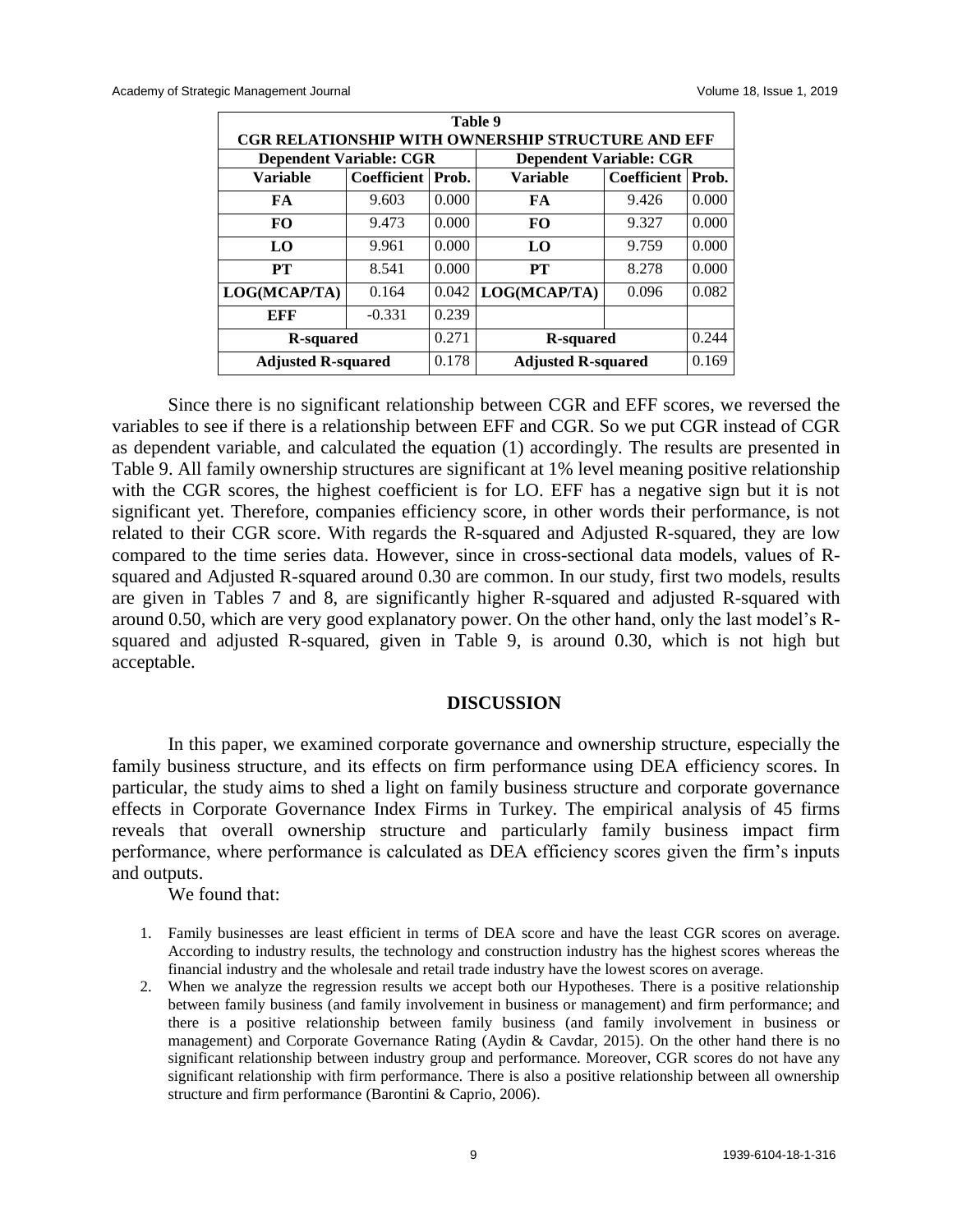**Table 9**
**CGR RELATIONSHIP WITH OWNERSHIP STRUCTURE AND EFF**

| Dependent Variable: CGR | | | Dependent Variable: CGR | | |
|---|---|---|---|---|---|
| **Variable** | **Coefficient** | **Prob.** | **Variable** | **Coefficient** | **Prob.** |
| **FA** | 9.603 | 0.000 | **FA** | 9.426 | 0.000 |
| **FO** | 9.473 | 0.000 | **FO** | 9.327 | 0.000 |
| **LO** | 9.961 | 0.000 | **LO** | 9.759 | 0.000 |
| **PT** | 8.541 | 0.000 | **PT** | 8.278 | 0.000 |
| **LOG(MCAP/TA)** | 0.164 | 0.042 | **LOG(MCAP/TA)** | 0.096 | 0.082 |
| **EFF** | -0.331 | 0.239 | | | |
| **R-squared** | | 0.271 | **R-squared** | | 0.244 |
| **Adjusted R-squared** | | 0.178 | **Adjusted R-squared** | | 0.169 |

Since there is no significant relationship between CGR and EFF scores, we reversed the variables to see if there is a relationship between EFF and CGR. So we put CGR instead of CGR as dependent variable, and calculated the equation (1) accordingly. The results are presented in Table 9. All family ownership structures are significant at 1% level meaning positive relationship with the CGR scores, the highest coefficient is for LO. EFF has a negative sign but it is not significant yet. Therefore, companies efficiency score, in other words their performance, is not related to their CGR score. With regards the R-squared and Adjusted R-squared, they are low compared to the time series data. However, since in cross-sectional data models, values of R-squared and Adjusted R-squared around 0.30 are common. In our study, first two models, results are given in Tables 7 and 8, are significantly higher R-squared and adjusted R-squared with around 0.50, which are very good explanatory power. On the other hand, only the last model's R-squared and adjusted R-squared, given in Table 9, is around 0.30, which is not high but acceptable.

## DISCUSSION

In this paper, we examined corporate governance and ownership structure, especially the family business structure, and its effects on firm performance using DEA efficiency scores. In particular, the study aims to shed a light on family business structure and corporate governance effects in Corporate Governance Index Firms in Turkey. The empirical analysis of 45 firms reveals that overall ownership structure and particularly family business impact firm performance, where performance is calculated as DEA efficiency scores given the firm's inputs and outputs.

We found that:

1. Family businesses are least efficient in terms of DEA score and have the least CGR scores on average. According to industry results, the technology and construction industry has the highest scores whereas the financial industry and the wholesale and retail trade industry have the lowest scores on average.
2. When we analyze the regression results we accept both our Hypotheses. There is a positive relationship between family business (and family involvement in business or management) and firm performance; and there is a positive relationship between family business (and family involvement in business or management) and Corporate Governance Rating (Aydin & Cavdar, 2015). On the other hand there is no significant relationship between industry group and performance. Moreover, CGR scores do not have any significant relationship with firm performance. There is also a positive relationship between all ownership structure and firm performance (Barontini & Caprio, 2006).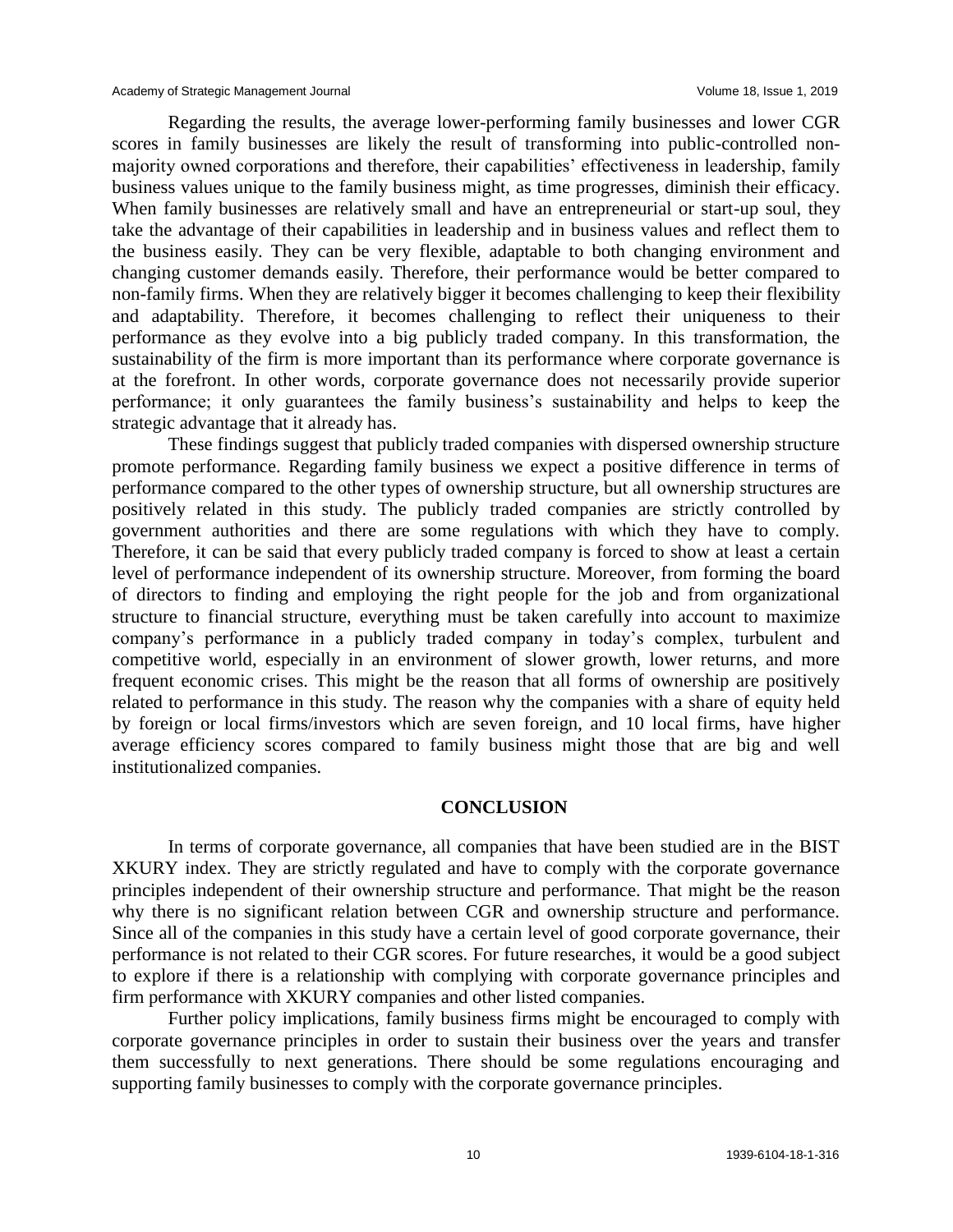Regarding the results, the average lower-performing family businesses and lower CGR scores in family businesses are likely the result of transforming into public-controlled non-majority owned corporations and therefore, their capabilities' effectiveness in leadership, family business values unique to the family business might, as time progresses, diminish their efficacy. When family businesses are relatively small and have an entrepreneurial or start-up soul, they take the advantage of their capabilities in leadership and in business values and reflect them to the business easily. They can be very flexible, adaptable to both changing environment and changing customer demands easily. Therefore, their performance would be better compared to non-family firms. When they are relatively bigger it becomes challenging to keep their flexibility and adaptability. Therefore, it becomes challenging to reflect their uniqueness to their performance as they evolve into a big publicly traded company. In this transformation, the sustainability of the firm is more important than its performance where corporate governance is at the forefront. In other words, corporate governance does not necessarily provide superior performance; it only guarantees the family business's sustainability and helps to keep the strategic advantage that it already has.

These findings suggest that publicly traded companies with dispersed ownership structure promote performance. Regarding family business we expect a positive difference in terms of performance compared to the other types of ownership structure, but all ownership structures are positively related in this study. The publicly traded companies are strictly controlled by government authorities and there are some regulations with which they have to comply. Therefore, it can be said that every publicly traded company is forced to show at least a certain level of performance independent of its ownership structure. Moreover, from forming the board of directors to finding and employing the right people for the job and from organizational structure to financial structure, everything must be taken carefully into account to maximize company's performance in a publicly traded company in today's complex, turbulent and competitive world, especially in an environment of slower growth, lower returns, and more frequent economic crises. This might be the reason that all forms of ownership are positively related to performance in this study. The reason why the companies with a share of equity held by foreign or local firms/investors which are seven foreign, and 10 local firms, have higher average efficiency scores compared to family business might those that are big and well institutionalized companies.

## CONCLUSION

In terms of corporate governance, all companies that have been studied are in the BIST XKURY index. They are strictly regulated and have to comply with the corporate governance principles independent of their ownership structure and performance. That might be the reason why there is no significant relation between CGR and ownership structure and performance. Since all of the companies in this study have a certain level of good corporate governance, their performance is not related to their CGR scores. For future researches, it would be a good subject to explore if there is a relationship with complying with corporate governance principles and firm performance with XKURY companies and other listed companies.

Further policy implications, family business firms might be encouraged to comply with corporate governance principles in order to sustain their business over the years and transfer them successfully to next generations. There should be some regulations encouraging and supporting family businesses to comply with the corporate governance principles.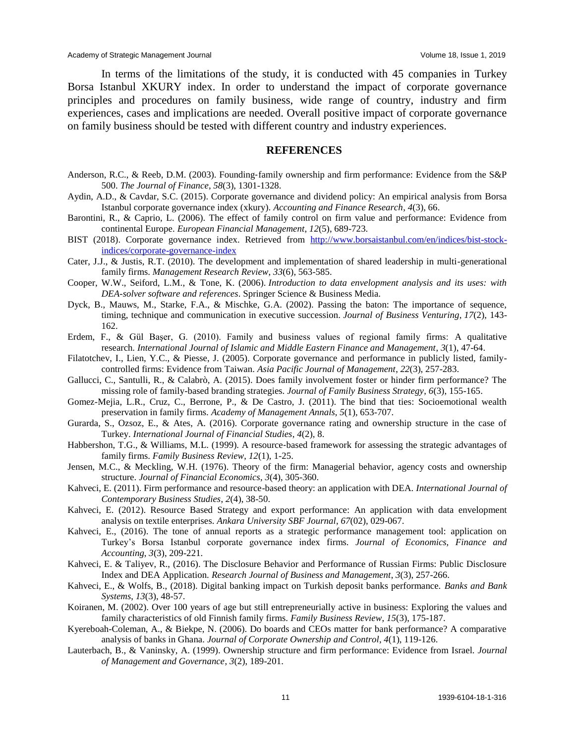In terms of the limitations of the study, it is conducted with 45 companies in Turkey Borsa Istanbul XKURY index. In order to understand the impact of corporate governance principles and procedures on family business, wide range of country, industry and firm experiences, cases and implications are needed. Overall positive impact of corporate governance on family business should be tested with different country and industry experiences.

## REFERENCES

Anderson, R.C., & Reeb, D.M. (2003). Founding‐family ownership and firm performance: Evidence from the S&P 500. *The Journal of Finance*, *58*(3), 1301-1328.

Aydin, A.D., & Cavdar, S.C. (2015). Corporate governance and dividend policy: An empirical analysis from Borsa Istanbul corporate governance index (xkury). *Accounting and Finance Research*, *4*(3), 66.

Barontini, R., & Caprio, L. (2006). The effect of family control on firm value and performance: Evidence from continental Europe. *European Financial Management*, *12*(5), 689-723.

BIST (2018). Corporate governance index. Retrieved from http://www.borsaistanbul.com/en/indices/bist-stock-indices/corporate-governance-index

Cater, J.J., & Justis, R.T. (2010). The development and implementation of shared leadership in multi-generational family firms. *Management Research Review*, *33*(6), 563-585.

Cooper, W.W., Seiford, L.M., & Tone, K. (2006). *Introduction to data envelopment analysis and its uses: with DEA-solver software and references*. Springer Science & Business Media.

Dyck, B., Mauws, M., Starke, F.A., & Mischke, G.A. (2002). Passing the baton: The importance of sequence, timing, technique and communication in executive succession. *Journal of Business Venturing*, *17*(2), 143-162.

Erdem, F., & Gül Başer, G. (2010). Family and business values of regional family firms: A qualitative research. *International Journal of Islamic and Middle Eastern Finance and Management*, *3*(1), 47-64.

Filatotchev, I., Lien, Y.C., & Piesse, J. (2005). Corporate governance and performance in publicly listed, family-controlled firms: Evidence from Taiwan. *Asia Pacific Journal of Management*, *22*(3), 257-283.

Gallucci, C., Santulli, R., & Calabrò, A. (2015). Does family involvement foster or hinder firm performance? The missing role of family-based branding strategies. *Journal of Family Business Strategy*, *6*(3), 155-165.

Gomez-Mejia, L.R., Cruz, C., Berrone, P., & De Castro, J. (2011). The bind that ties: Socioemotional wealth preservation in family firms. *Academy of Management Annals*, *5*(1), 653-707.

Gurarda, S., Ozsoz, E., & Ates, A. (2016). Corporate governance rating and ownership structure in the case of Turkey. *International Journal of Financial Studies*, *4*(2), 8.

Habbershon, T.G., & Williams, M.L. (1999). A resource‐based framework for assessing the strategic advantages of family firms. *Family Business Review*, *12*(1), 1-25.

Jensen, M.C., & Meckling, W.H. (1976). Theory of the firm: Managerial behavior, agency costs and ownership structure. *Journal of Financial Economics*, *3*(4), 305-360.

Kahveci, E. (2011). Firm performance and resource-based theory: an application with DEA. *International Journal of Contemporary Business Studies*, *2*(4), 38-50.

Kahveci, E. (2012). Resource Based Strategy and export performance: An application with data envelopment analysis on textile enterprises. *Ankara University SBF Journal*, *67*(02), 029-067.

Kahveci, E., (2016). The tone of annual reports as a strategic performance management tool: application on Turkey's Borsa Istanbul corporate governance index firms. *Journal of Economics, Finance and Accounting*, *3*(3), 209-221.

Kahveci, E. & Taliyev, R., (2016). The Disclosure Behavior and Performance of Russian Firms: Public Disclosure Index and DEA Application. *Research Journal of Business and Management*, *3*(3), 257-266.

Kahveci, E., & Wolfs, B., (2018). Digital banking impact on Turkish deposit banks performance. *Banks and Bank Systems*, *13*(3), 48-57.

Koiranen, M. (2002). Over 100 years of age but still entrepreneurially active in business: Exploring the values and family characteristics of old Finnish family firms. *Family Business Review*, *15*(3), 175-187.

Kyereboah-Coleman, A., & Biekpe, N. (2006). Do boards and CEOs matter for bank performance? A comparative analysis of banks in Ghana. *Journal of Corporate Ownership and Control*, *4*(1), 119-126.

Lauterbach, B., & Vaninsky, A. (1999). Ownership structure and firm performance: Evidence from Israel. *Journal of Management and Governance*, *3*(2), 189-201.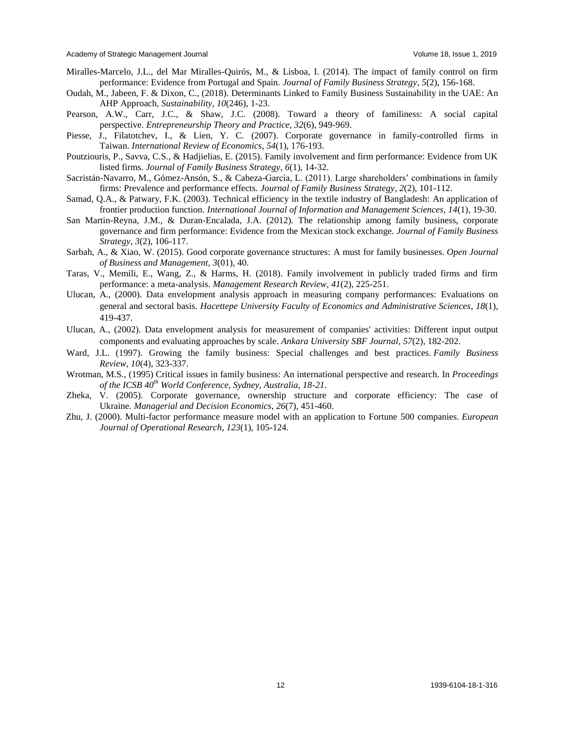Miralles-Marcelo, J.L., del Mar Miralles-Quirós, M., & Lisboa, I. (2014). The impact of family control on firm performance: Evidence from Portugal and Spain. *Journal of Family Business Strategy*, *5*(2), 156-168.

Oudah, M., Jabeen, F. & Dixon, C., (2018). Determinants Linked to Family Business Sustainability in the UAE: An AHP Approach, *Sustainability*, *10*(246), 1-23.

Pearson, A.W., Carr, J.C., & Shaw, J.C. (2008). Toward a theory of familiness: A social capital perspective. *Entrepreneurship Theory and Practice*, *32*(6), 949-969.

Piesse, J., Filatotchev, I., & Lien, Y. C. (2007). Corporate governance in family-controlled firms in Taiwan. *International Review of Economics*, *54*(1), 176-193.

Poutziouris, P., Savva, C.S., & Hadjielias, E. (2015). Family involvement and firm performance: Evidence from UK listed firms. *Journal of Family Business Strategy*, *6*(1), 14-32.

Sacristán-Navarro, M., Gómez-Ansón, S., & Cabeza-García, L. (2011). Large shareholders' combinations in family firms: Prevalence and performance effects. *Journal of Family Business Strategy*, *2*(2), 101-112.

Samad, Q.A., & Patwary, F.K. (2003). Technical efficiency in the textile industry of Bangladesh: An application of frontier production function. *International Journal of Information and Management Sciences*, *14*(1), 19-30.

San Martin-Reyna, J.M., & Duran-Encalada, J.A. (2012). The relationship among family business, corporate governance and firm performance: Evidence from the Mexican stock exchange. *Journal of Family Business Strategy*, *3*(2), 106-117.

Sarbah, A., & Xiao, W. (2015). Good corporate governance structures: A must for family businesses. *Open Journal of Business and Management*, *3*(01), 40.

Taras, V., Memili, E., Wang, Z., & Harms, H. (2018). Family involvement in publicly traded firms and firm performance: a meta-analysis. *Management Research Review*, *41*(2), 225-251.

Ulucan, A., (2000). Data envelopment analysis approach in measuring company performances: Evaluations on general and sectoral basis. *Hacettepe University Faculty of Economics and Administrative Sciences*, *18*(1), 419-437.

Ulucan, A., (2002). Data envelopment analysis for measurement of companies' activities: Different input output components and evaluating approaches by scale. *Ankara University SBF Journal*, *57*(2), 182-202.

Ward, J.L. (1997). Growing the family business: Special challenges and best practices. *Family Business Review*, *10*(4), 323-337.

Wrotman, M.S., (1995) Critical issues in family business: An international perspective and research. In *Proceedings of the ICSB 40th World Conference, Sydney, Australia, 18-21*.

Zheka, V. (2005). Corporate governance, ownership structure and corporate efficiency: The case of Ukraine. *Managerial and Decision Economics*, *26*(7), 451-460.

Zhu, J. (2000). Multi-factor performance measure model with an application to Fortune 500 companies. *European Journal of Operational Research*, *123*(1), 105-124.